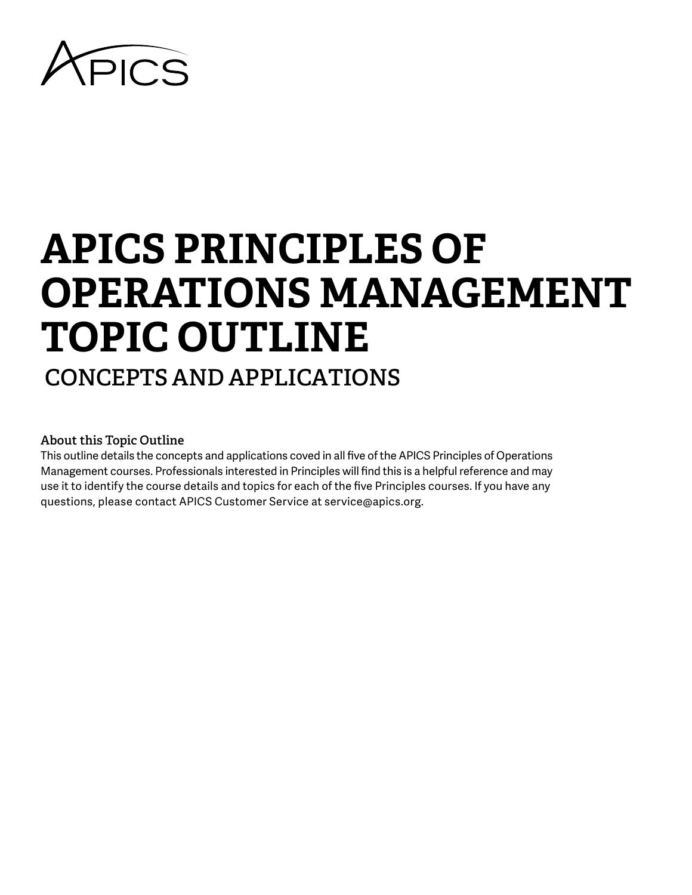APICS

# APICS PRINCIPLES OF OPERATIONS MANAGEMENT TOPIC OUTLINE

## CONCEPTS AND APPLICATIONS

**About this Topic Outline**

This outline details the concepts and applications coved in all five of the APICS Principles of Operations Management courses. Professionals interested in Principles will find this is a helpful reference and may use it to identify the course details and topics for each of the five Principles courses. If you have any questions, please contact APICS Customer Service at service@apics.org.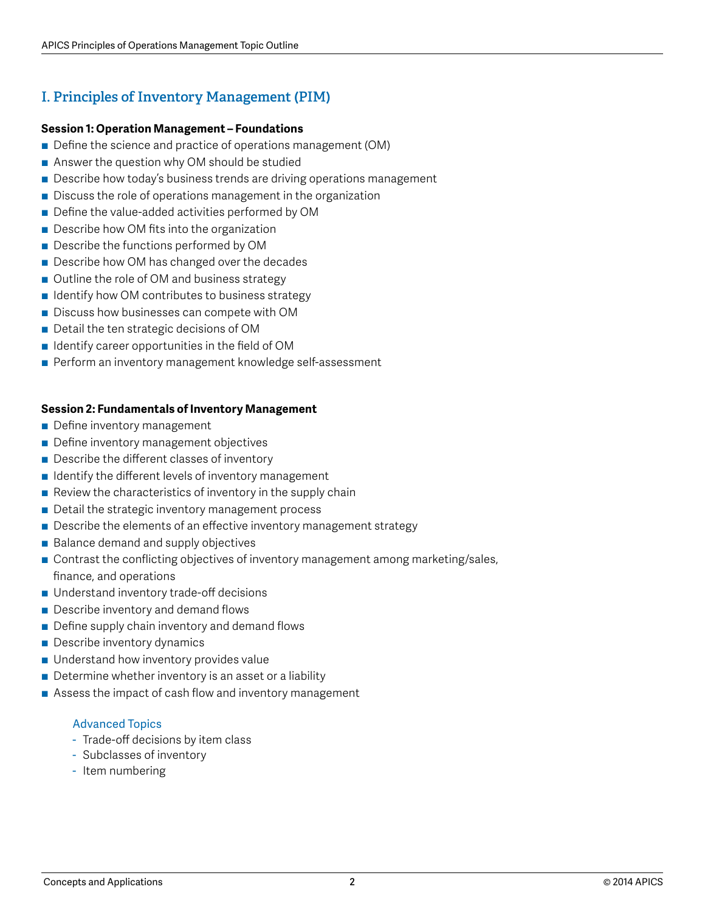# I. Principles of Inventory Management (PIM)

**Session 1: Operation Management – Foundations**

- Define the science and practice of operations management (OM)
- Answer the question why OM should be studied
- Describe how today's business trends are driving operations management
- Discuss the role of operations management in the organization
- Define the value-added activities performed by OM
- Describe how OM fits into the organization
- Describe the functions performed by OM
- Describe how OM has changed over the decades
- Outline the role of OM and business strategy
- Identify how OM contributes to business strategy
- Discuss how businesses can compete with OM
- Detail the ten strategic decisions of OM
- Identify career opportunities in the field of OM
- Perform an inventory management knowledge self-assessment

**Session 2: Fundamentals of Inventory Management**

- Define inventory management
- Define inventory management objectives
- Describe the different classes of inventory
- Identify the different levels of inventory management
- Review the characteristics of inventory in the supply chain
- Detail the strategic inventory management process
- Describe the elements of an effective inventory management strategy
- Balance demand and supply objectives
- Contrast the conflicting objectives of inventory management among marketing/sales, finance, and operations
- Understand inventory trade-off decisions
- Describe inventory and demand flows
- Define supply chain inventory and demand flows
- Describe inventory dynamics
- Understand how inventory provides value
- Determine whether inventory is an asset or a liability
- Assess the impact of cash flow and inventory management

Advanced Topics

- Trade-off decisions by item class
- Subclasses of inventory
- Item numbering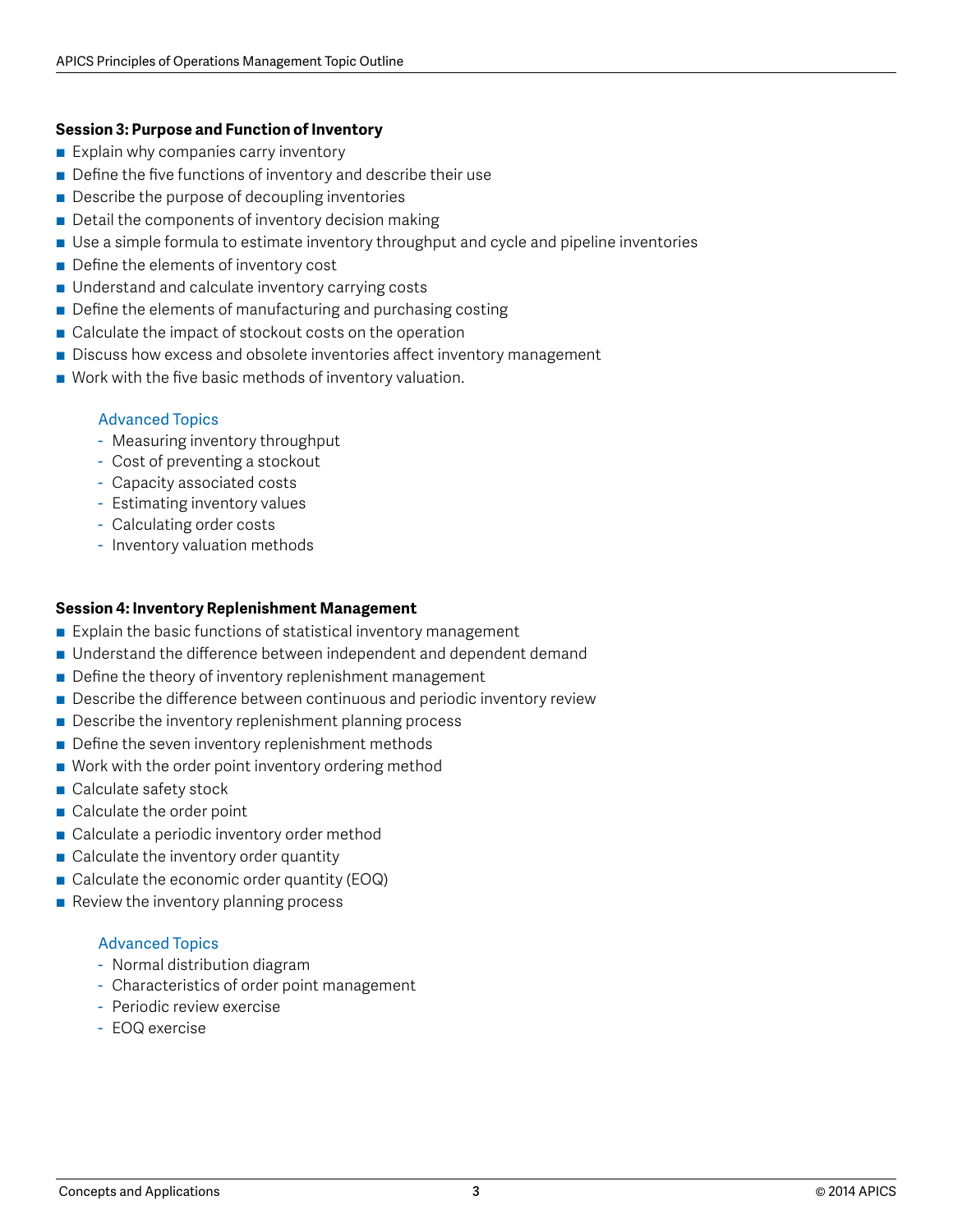**Session 3: Purpose and Function of Inventory**

- Explain why companies carry inventory
- Define the five functions of inventory and describe their use
- Describe the purpose of decoupling inventories
- Detail the components of inventory decision making
- Use a simple formula to estimate inventory throughput and cycle and pipeline inventories
- Define the elements of inventory cost
- Understand and calculate inventory carrying costs
- Define the elements of manufacturing and purchasing costing
- Calculate the impact of stockout costs on the operation
- Discuss how excess and obsolete inventories affect inventory management
- Work with the five basic methods of inventory valuation.

Advanced Topics

- Measuring inventory throughput
- Cost of preventing a stockout
- Capacity associated costs
- Estimating inventory values
- Calculating order costs
- Inventory valuation methods

**Session 4: Inventory Replenishment Management**

- Explain the basic functions of statistical inventory management
- Understand the difference between independent and dependent demand
- Define the theory of inventory replenishment management
- Describe the difference between continuous and periodic inventory review
- Describe the inventory replenishment planning process
- Define the seven inventory replenishment methods
- Work with the order point inventory ordering method
- Calculate safety stock
- Calculate the order point
- Calculate a periodic inventory order method
- Calculate the inventory order quantity
- Calculate the economic order quantity (EOQ)
- Review the inventory planning process

Advanced Topics

- Normal distribution diagram
- Characteristics of order point management
- Periodic review exercise
- EOQ exercise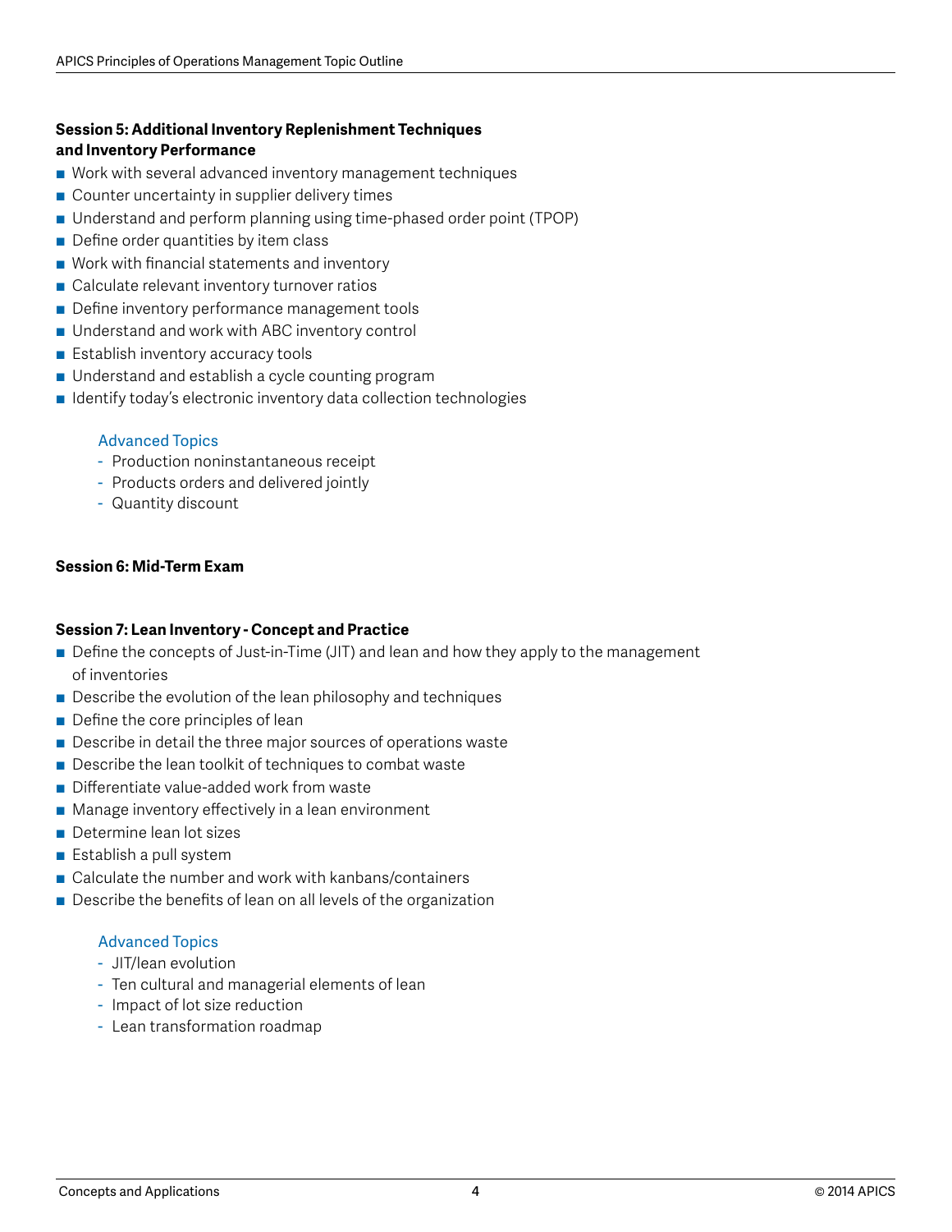### Session 5: Additional Inventory Replenishment Techniques and Inventory Performance

- Work with several advanced inventory management techniques
- Counter uncertainty in supplier delivery times
- Understand and perform planning using time-phased order point (TPOP)
- Define order quantities by item class
- Work with financial statements and inventory
- Calculate relevant inventory turnover ratios
- Define inventory performance management tools
- Understand and work with ABC inventory control
- Establish inventory accuracy tools
- Understand and establish a cycle counting program
- Identify today's electronic inventory data collection technologies

Advanced Topics

- Production noninstantaneous receipt
- Products orders and delivered jointly
- Quantity discount

### Session 6: Mid-Term Exam

### Session 7: Lean Inventory - Concept and Practice

- Define the concepts of Just-in-Time (JIT) and lean and how they apply to the management of inventories
- Describe the evolution of the lean philosophy and techniques
- Define the core principles of lean
- Describe in detail the three major sources of operations waste
- Describe the lean toolkit of techniques to combat waste
- Differentiate value-added work from waste
- Manage inventory effectively in a lean environment
- Determine lean lot sizes
- Establish a pull system
- Calculate the number and work with kanbans/containers
- Describe the benefits of lean on all levels of the organization

Advanced Topics

- JIT/lean evolution
- Ten cultural and managerial elements of lean
- Impact of lot size reduction
- Lean transformation roadmap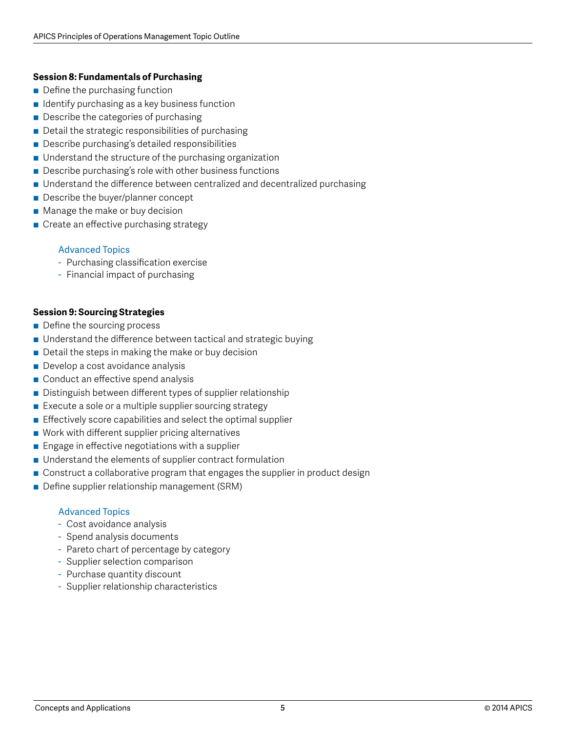**Session 8: Fundamentals of Purchasing**

- Define the purchasing function
- Identify purchasing as a key business function
- Describe the categories of purchasing
- Detail the strategic responsibilities of purchasing
- Describe purchasing's detailed responsibilities
- Understand the structure of the purchasing organization
- Describe purchasing's role with other business functions
- Understand the difference between centralized and decentralized purchasing
- Describe the buyer/planner concept
- Manage the make or buy decision
- Create an effective purchasing strategy

Advanced Topics

- Purchasing classification exercise
- Financial impact of purchasing

**Session 9: Sourcing Strategies**

- Define the sourcing process
- Understand the difference between tactical and strategic buying
- Detail the steps in making the make or buy decision
- Develop a cost avoidance analysis
- Conduct an effective spend analysis
- Distinguish between different types of supplier relationship
- Execute a sole or a multiple supplier sourcing strategy
- Effectively score capabilities and select the optimal supplier
- Work with different supplier pricing alternatives
- Engage in effective negotiations with a supplier
- Understand the elements of supplier contract formulation
- Construct a collaborative program that engages the supplier in product design
- Define supplier relationship management (SRM)

Advanced Topics

- Cost avoidance analysis
- Spend analysis documents
- Pareto chart of percentage by category
- Supplier selection comparison
- Purchase quantity discount
- Supplier relationship characteristics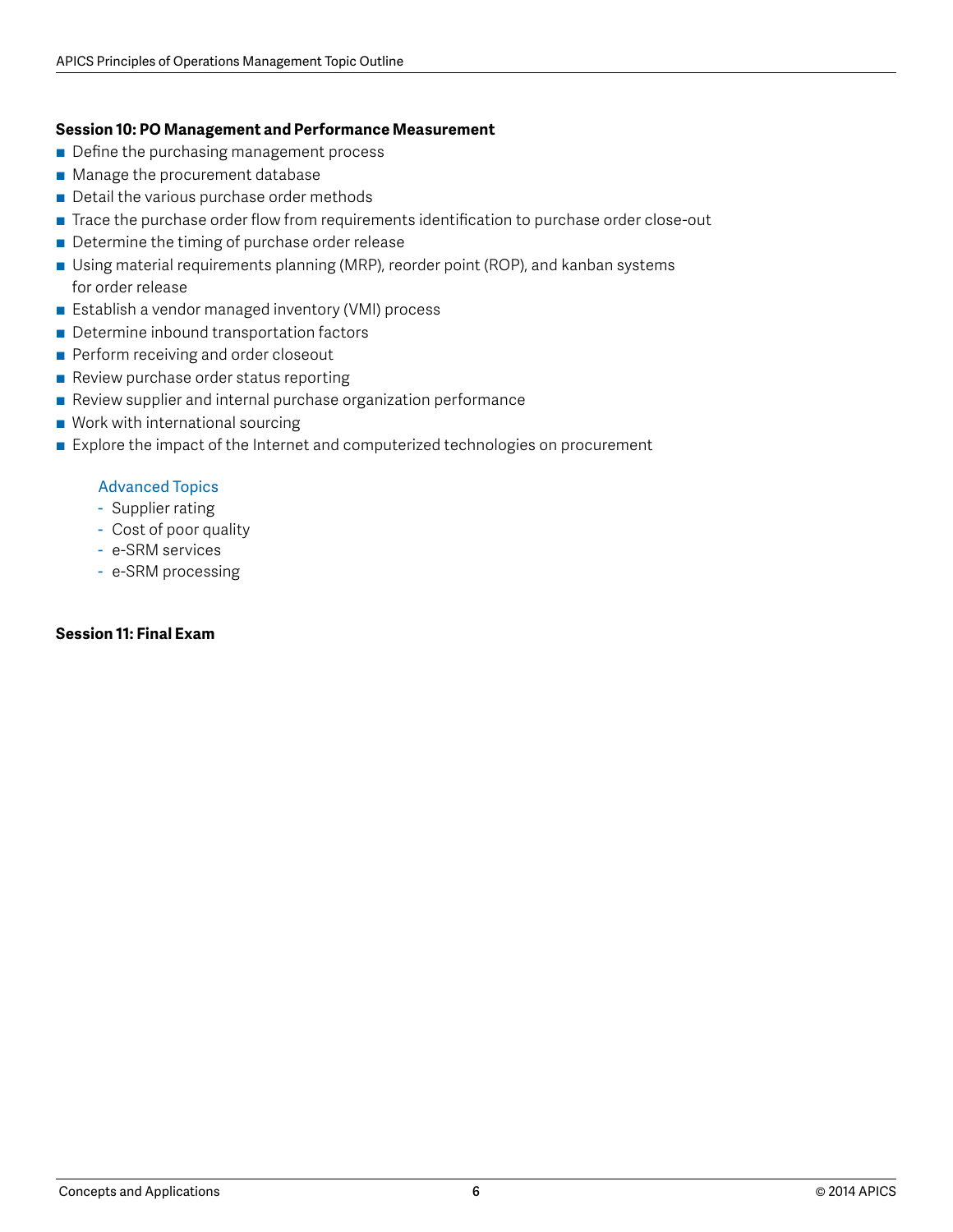**Session 10: PO Management and Performance Measurement**

- Define the purchasing management process
- Manage the procurement database
- Detail the various purchase order methods
- Trace the purchase order flow from requirements identification to purchase order close-out
- Determine the timing of purchase order release
- Using material requirements planning (MRP), reorder point (ROP), and kanban systems for order release
- Establish a vendor managed inventory (VMI) process
- Determine inbound transportation factors
- Perform receiving and order closeout
- Review purchase order status reporting
- Review supplier and internal purchase organization performance
- Work with international sourcing
- Explore the impact of the Internet and computerized technologies on procurement

    Advanced Topics
    - Supplier rating
    - Cost of poor quality
    - e-SRM services
    - e-SRM processing

**Session 11: Final Exam**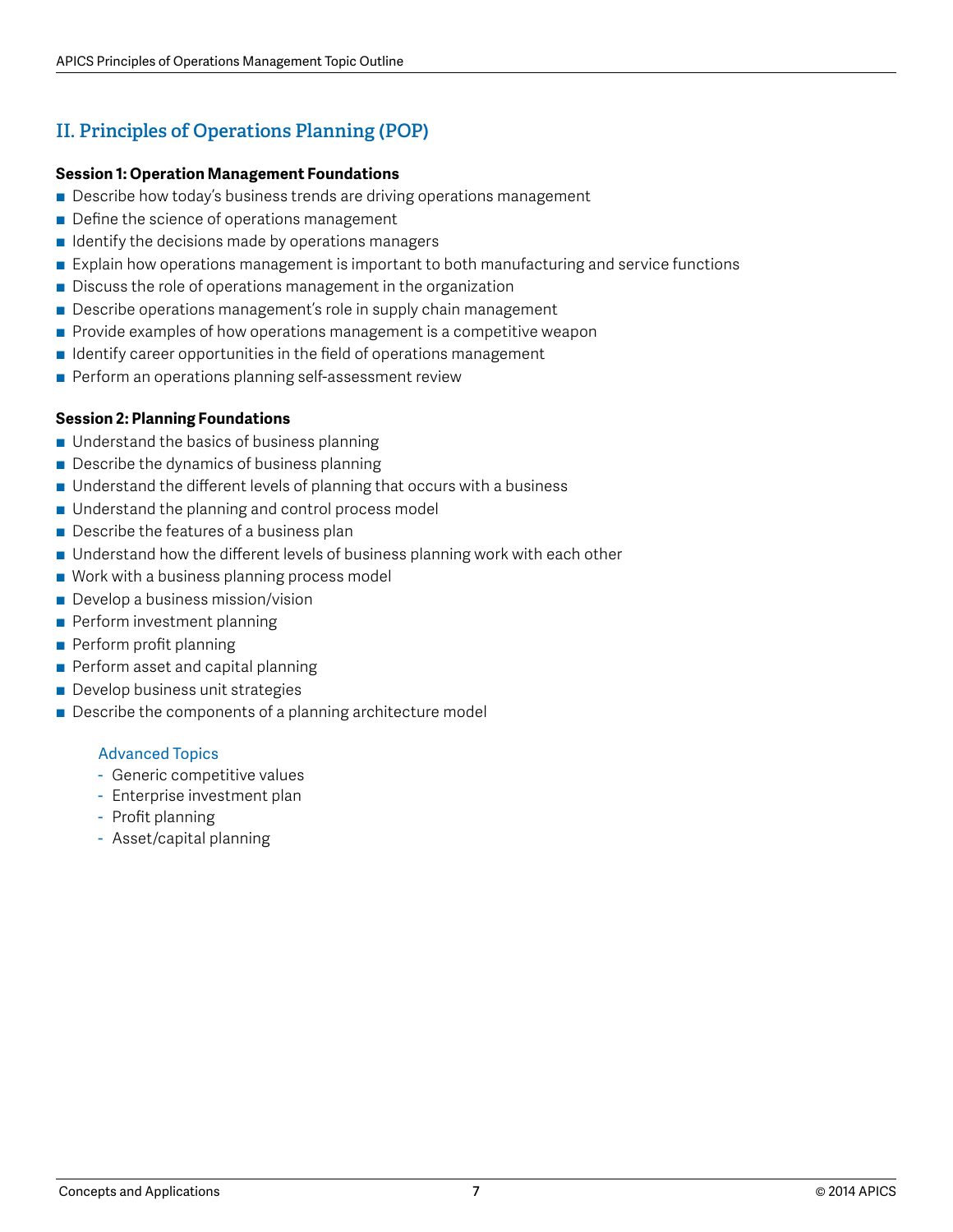## II. Principles of Operations Planning (POP)

**Session 1: Operation Management Foundations**

- Describe how today's business trends are driving operations management
- Define the science of operations management
- Identify the decisions made by operations managers
- Explain how operations management is important to both manufacturing and service functions
- Discuss the role of operations management in the organization
- Describe operations management's role in supply chain management
- Provide examples of how operations management is a competitive weapon
- Identify career opportunities in the field of operations management
- Perform an operations planning self-assessment review

**Session 2: Planning Foundations**

- Understand the basics of business planning
- Describe the dynamics of business planning
- Understand the different levels of planning that occurs with a business
- Understand the planning and control process model
- Describe the features of a business plan
- Understand how the different levels of business planning work with each other
- Work with a business planning process model
- Develop a business mission/vision
- Perform investment planning
- Perform profit planning
- Perform asset and capital planning
- Develop business unit strategies
- Describe the components of a planning architecture model

Advanced Topics

- Generic competitive values
- Enterprise investment plan
- Profit planning
- Asset/capital planning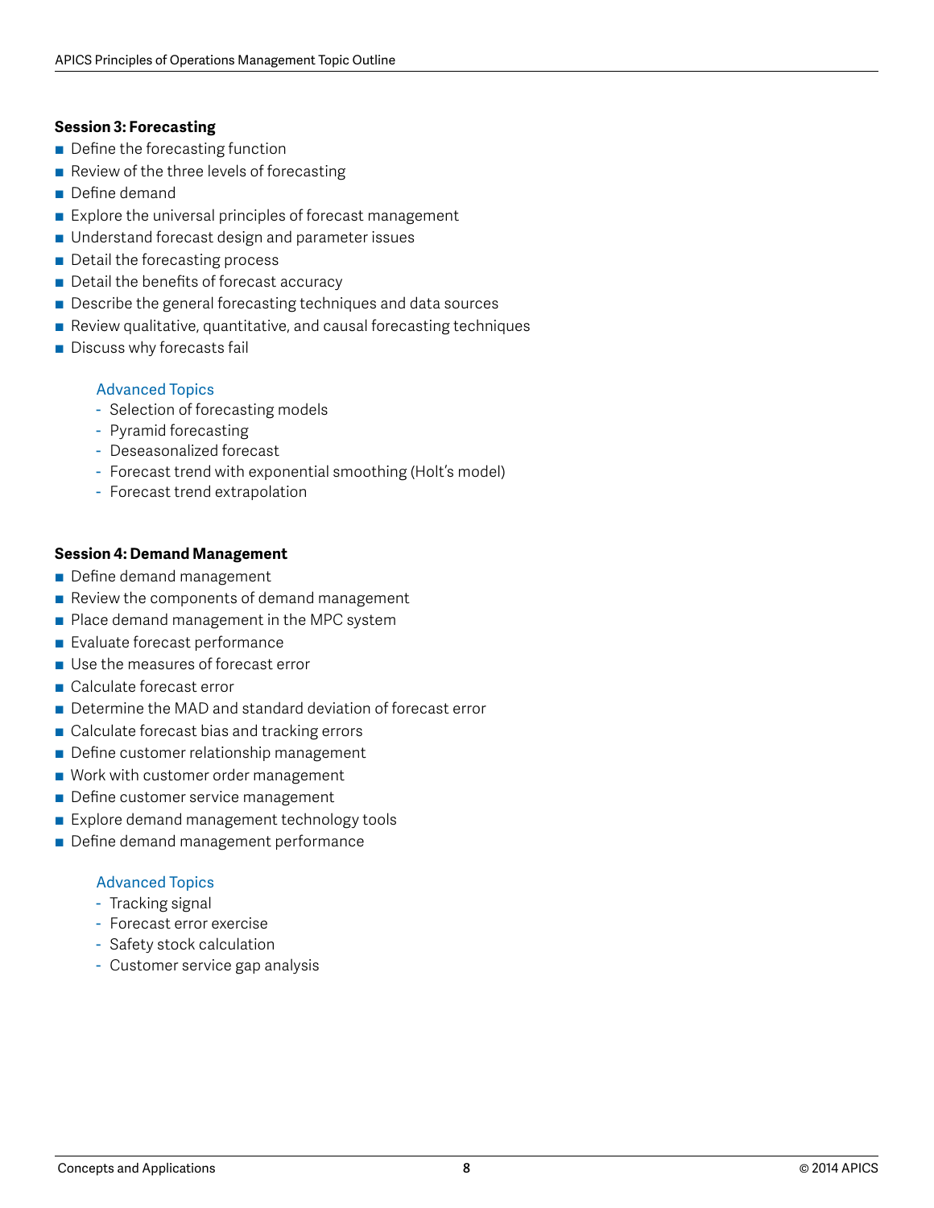### Session 3: Forecasting

- Define the forecasting function
- Review of the three levels of forecasting
- Define demand
- Explore the universal principles of forecast management
- Understand forecast design and parameter issues
- Detail the forecasting process
- Detail the benefits of forecast accuracy
- Describe the general forecasting techniques and data sources
- Review qualitative, quantitative, and causal forecasting techniques
- Discuss why forecasts fail

#### Advanced Topics

- Selection of forecasting models
- Pyramid forecasting
- Deseasonalized forecast
- Forecast trend with exponential smoothing (Holt's model)
- Forecast trend extrapolation

### Session 4: Demand Management

- Define demand management
- Review the components of demand management
- Place demand management in the MPC system
- Evaluate forecast performance
- Use the measures of forecast error
- Calculate forecast error
- Determine the MAD and standard deviation of forecast error
- Calculate forecast bias and tracking errors
- Define customer relationship management
- Work with customer order management
- Define customer service management
- Explore demand management technology tools
- Define demand management performance

#### Advanced Topics

- Tracking signal
- Forecast error exercise
- Safety stock calculation
- Customer service gap analysis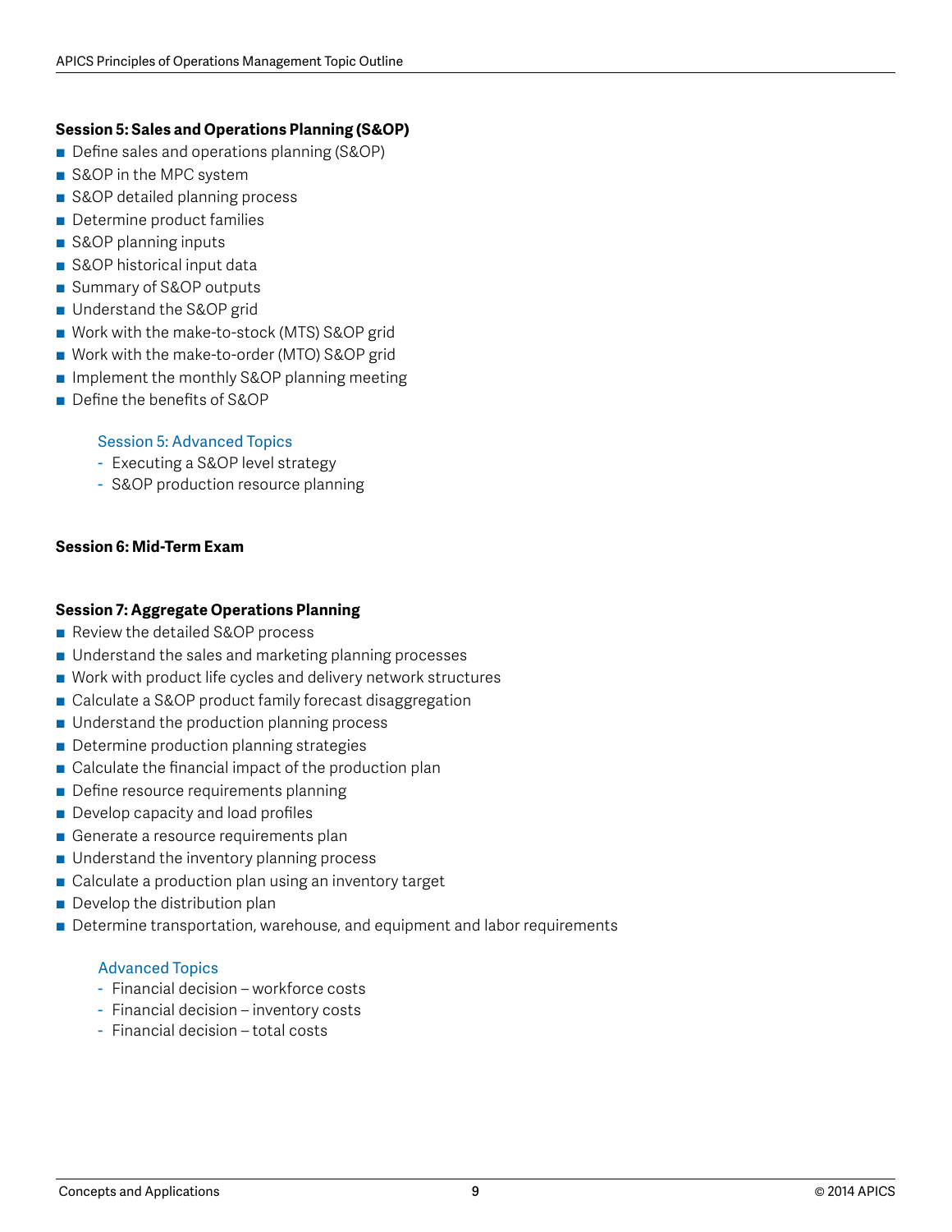### Session 5: Sales and Operations Planning (S&OP)

- Define sales and operations planning (S&OP)
- S&OP in the MPC system
- S&OP detailed planning process
- Determine product families
- S&OP planning inputs
- S&OP historical input data
- Summary of S&OP outputs
- Understand the S&OP grid
- Work with the make-to-stock (MTS) S&OP grid
- Work with the make-to-order (MTO) S&OP grid
- Implement the monthly S&OP planning meeting
- Define the benefits of S&OP

Session 5: Advanced Topics

- Executing a S&OP level strategy
- S&OP production resource planning

### Session 6: Mid-Term Exam

### Session 7: Aggregate Operations Planning

- Review the detailed S&OP process
- Understand the sales and marketing planning processes
- Work with product life cycles and delivery network structures
- Calculate a S&OP product family forecast disaggregation
- Understand the production planning process
- Determine production planning strategies
- Calculate the financial impact of the production plan
- Define resource requirements planning
- Develop capacity and load profiles
- Generate a resource requirements plan
- Understand the inventory planning process
- Calculate a production plan using an inventory target
- Develop the distribution plan
- Determine transportation, warehouse, and equipment and labor requirements

Advanced Topics

- Financial decision – workforce costs
- Financial decision – inventory costs
- Financial decision – total costs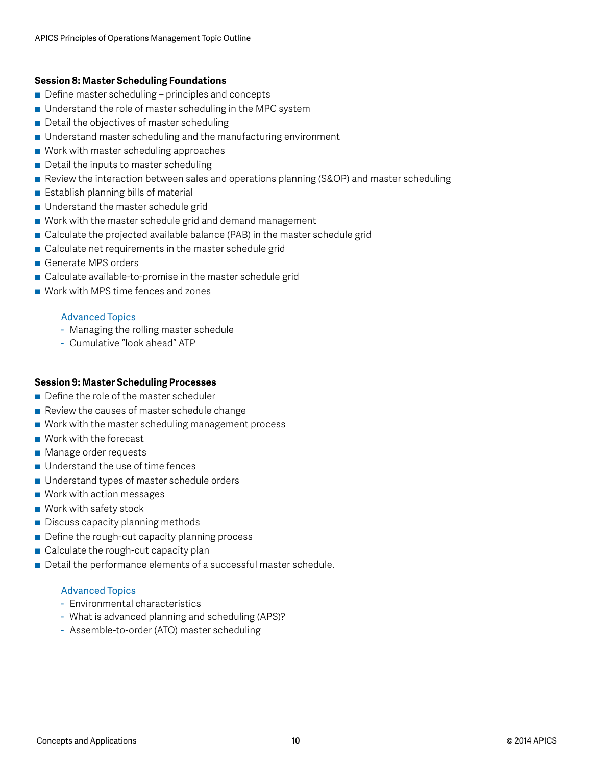**Session 8: Master Scheduling Foundations**

- Define master scheduling – principles and concepts
- Understand the role of master scheduling in the MPC system
- Detail the objectives of master scheduling
- Understand master scheduling and the manufacturing environment
- Work with master scheduling approaches
- Detail the inputs to master scheduling
- Review the interaction between sales and operations planning (S&OP) and master scheduling
- Establish planning bills of material
- Understand the master schedule grid
- Work with the master schedule grid and demand management
- Calculate the projected available balance (PAB) in the master schedule grid
- Calculate net requirements in the master schedule grid
- Generate MPS orders
- Calculate available-to-promise in the master schedule grid
- Work with MPS time fences and zones

Advanced Topics

- Managing the rolling master schedule
- Cumulative "look ahead" ATP

**Session 9: Master Scheduling Processes**

- Define the role of the master scheduler
- Review the causes of master schedule change
- Work with the master scheduling management process
- Work with the forecast
- Manage order requests
- Understand the use of time fences
- Understand types of master schedule orders
- Work with action messages
- Work with safety stock
- Discuss capacity planning methods
- Define the rough-cut capacity planning process
- Calculate the rough-cut capacity plan
- Detail the performance elements of a successful master schedule.

Advanced Topics

- Environmental characteristics
- What is advanced planning and scheduling (APS)?
- Assemble-to-order (ATO) master scheduling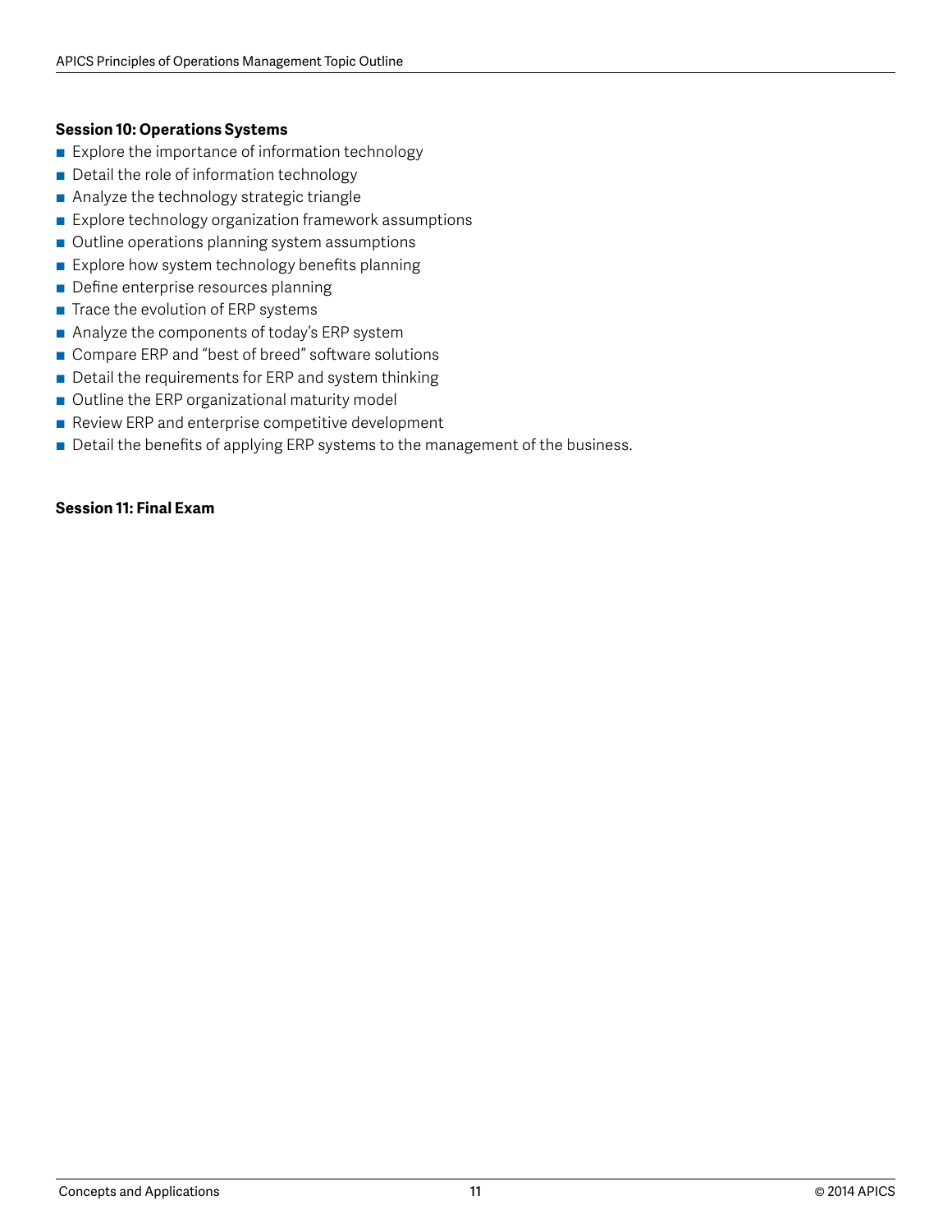**Session 10: Operations Systems**

- Explore the importance of information technology
- Detail the role of information technology
- Analyze the technology strategic triangle
- Explore technology organization framework assumptions
- Outline operations planning system assumptions
- Explore how system technology benefits planning
- Define enterprise resources planning
- Trace the evolution of ERP systems
- Analyze the components of today's ERP system
- Compare ERP and "best of breed" software solutions
- Detail the requirements for ERP and system thinking
- Outline the ERP organizational maturity model
- Review ERP and enterprise competitive development
- Detail the benefits of applying ERP systems to the management of the business.

**Session 11: Final Exam**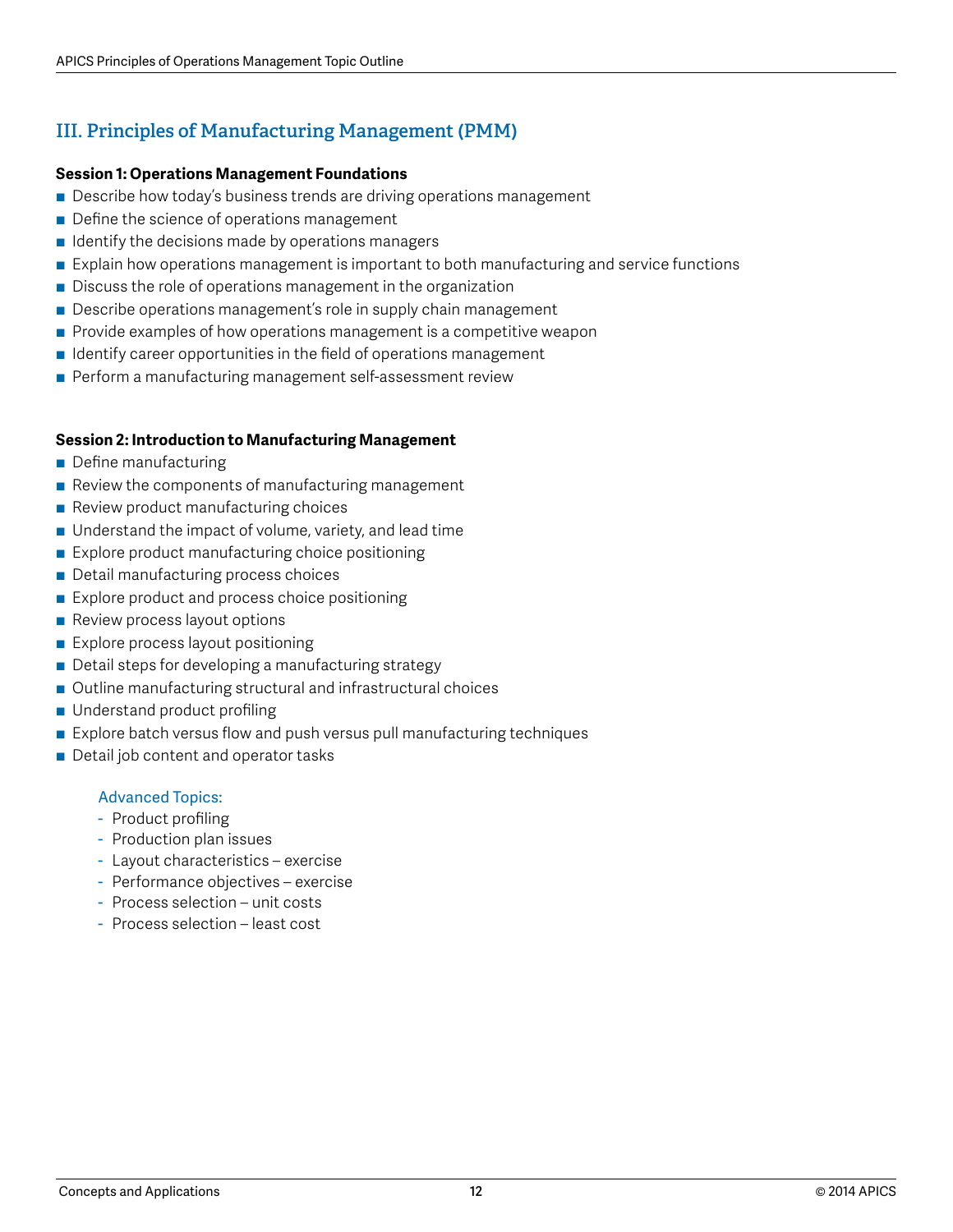## III. Principles of Manufacturing Management (PMM)

**Session 1: Operations Management Foundations**

- Describe how today's business trends are driving operations management
- Define the science of operations management
- Identify the decisions made by operations managers
- Explain how operations management is important to both manufacturing and service functions
- Discuss the role of operations management in the organization
- Describe operations management's role in supply chain management
- Provide examples of how operations management is a competitive weapon
- Identify career opportunities in the field of operations management
- Perform a manufacturing management self-assessment review

**Session 2: Introduction to Manufacturing Management**

- Define manufacturing
- Review the components of manufacturing management
- Review product manufacturing choices
- Understand the impact of volume, variety, and lead time
- Explore product manufacturing choice positioning
- Detail manufacturing process choices
- Explore product and process choice positioning
- Review process layout options
- Explore process layout positioning
- Detail steps for developing a manufacturing strategy
- Outline manufacturing structural and infrastructural choices
- Understand product profiling
- Explore batch versus flow and push versus pull manufacturing techniques
- Detail job content and operator tasks

Advanced Topics:

- Product profiling
- Production plan issues
- Layout characteristics – exercise
- Performance objectives – exercise
- Process selection – unit costs
- Process selection – least cost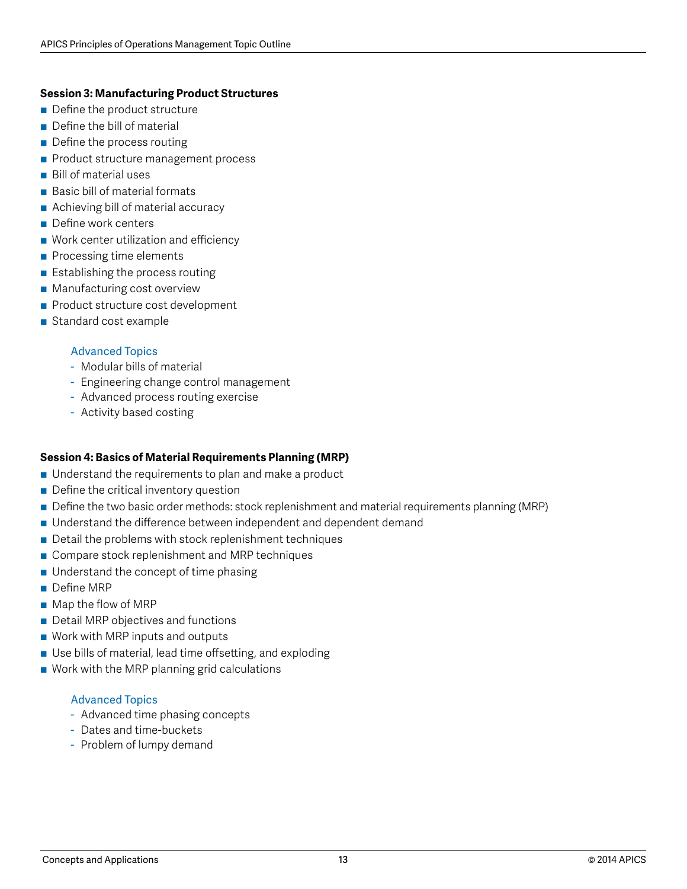### Session 3: Manufacturing Product Structures

- Define the product structure
- Define the bill of material
- Define the process routing
- Product structure management process
- Bill of material uses
- Basic bill of material formats
- Achieving bill of material accuracy
- Define work centers
- Work center utilization and efficiency
- Processing time elements
- Establishing the process routing
- Manufacturing cost overview
- Product structure cost development
- Standard cost example

#### Advanced Topics

- Modular bills of material
- Engineering change control management
- Advanced process routing exercise
- Activity based costing

### Session 4: Basics of Material Requirements Planning (MRP)

- Understand the requirements to plan and make a product
- Define the critical inventory question
- Define the two basic order methods: stock replenishment and material requirements planning (MRP)
- Understand the difference between independent and dependent demand
- Detail the problems with stock replenishment techniques
- Compare stock replenishment and MRP techniques
- Understand the concept of time phasing
- Define MRP
- Map the flow of MRP
- Detail MRP objectives and functions
- Work with MRP inputs and outputs
- Use bills of material, lead time offsetting, and exploding
- Work with the MRP planning grid calculations

#### Advanced Topics

- Advanced time phasing concepts
- Dates and time-buckets
- Problem of lumpy demand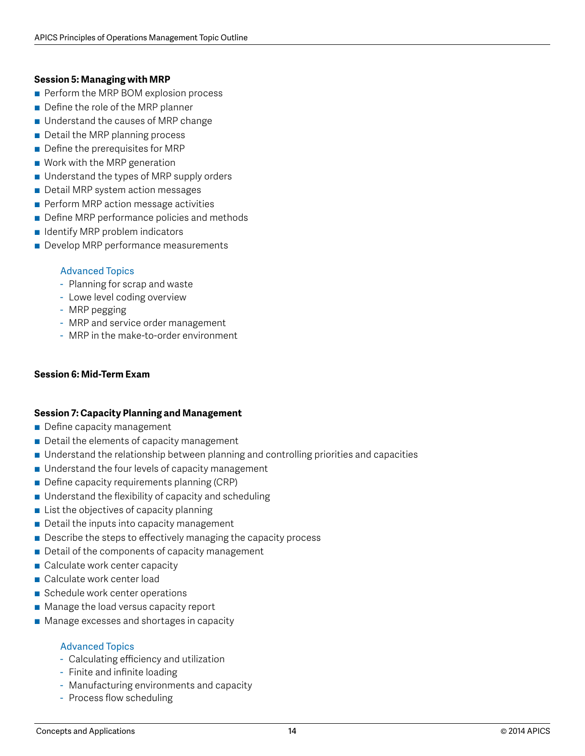**Session 5: Managing with MRP**

- Perform the MRP BOM explosion process
- Define the role of the MRP planner
- Understand the causes of MRP change
- Detail the MRP planning process
- Define the prerequisites for MRP
- Work with the MRP generation
- Understand the types of MRP supply orders
- Detail MRP system action messages
- Perform MRP action message activities
- Define MRP performance policies and methods
- Identify MRP problem indicators
- Develop MRP performance measurements

  Advanced Topics
  - Planning for scrap and waste
  - Lowe level coding overview
  - MRP pegging
  - MRP and service order management
  - MRP in the make-to-order environment

**Session 6: Mid-Term Exam**

**Session 7: Capacity Planning and Management**

- Define capacity management
- Detail the elements of capacity management
- Understand the relationship between planning and controlling priorities and capacities
- Understand the four levels of capacity management
- Define capacity requirements planning (CRP)
- Understand the flexibility of capacity and scheduling
- List the objectives of capacity planning
- Detail the inputs into capacity management
- Describe the steps to effectively managing the capacity process
- Detail of the components of capacity management
- Calculate work center capacity
- Calculate work center load
- Schedule work center operations
- Manage the load versus capacity report
- Manage excesses and shortages in capacity

  Advanced Topics
  - Calculating efficiency and utilization
  - Finite and infinite loading
  - Manufacturing environments and capacity
  - Process flow scheduling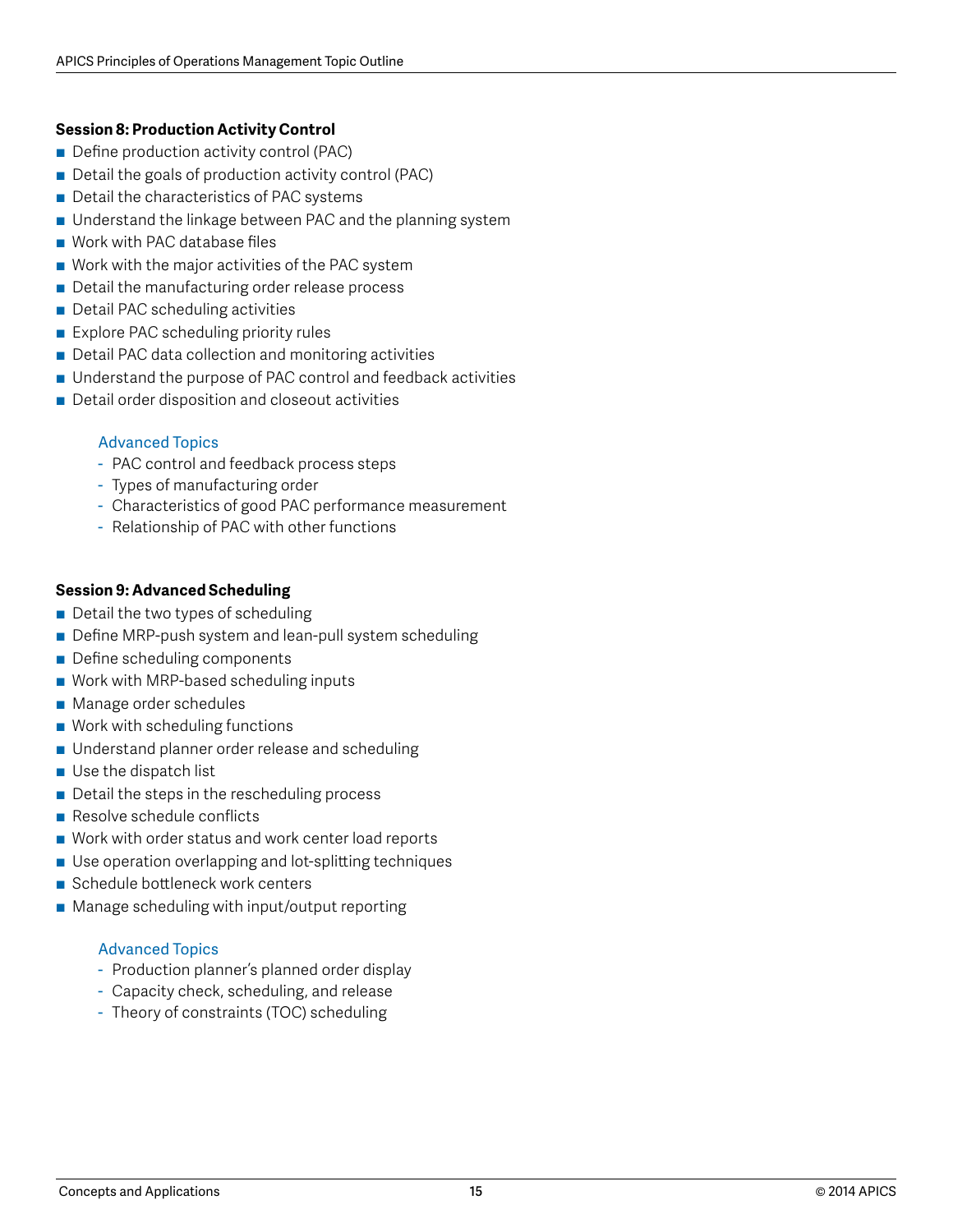**Session 8: Production Activity Control**

- Define production activity control (PAC)
- Detail the goals of production activity control (PAC)
- Detail the characteristics of PAC systems
- Understand the linkage between PAC and the planning system
- Work with PAC database files
- Work with the major activities of the PAC system
- Detail the manufacturing order release process
- Detail PAC scheduling activities
- Explore PAC scheduling priority rules
- Detail PAC data collection and monitoring activities
- Understand the purpose of PAC control and feedback activities
- Detail order disposition and closeout activities

Advanced Topics

- PAC control and feedback process steps
- Types of manufacturing order
- Characteristics of good PAC performance measurement
- Relationship of PAC with other functions

**Session 9: Advanced Scheduling**

- Detail the two types of scheduling
- Define MRP-push system and lean-pull system scheduling
- Define scheduling components
- Work with MRP-based scheduling inputs
- Manage order schedules
- Work with scheduling functions
- Understand planner order release and scheduling
- Use the dispatch list
- Detail the steps in the rescheduling process
- Resolve schedule conflicts
- Work with order status and work center load reports
- Use operation overlapping and lot-splitting techniques
- Schedule bottleneck work centers
- Manage scheduling with input/output reporting

Advanced Topics

- Production planner's planned order display
- Capacity check, scheduling, and release
- Theory of constraints (TOC) scheduling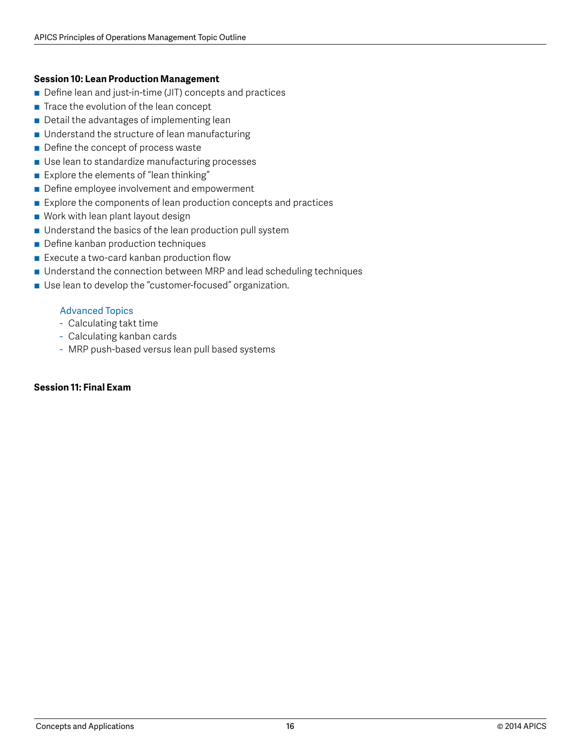**Session 10: Lean Production Management**

- Define lean and just-in-time (JIT) concepts and practices
- Trace the evolution of the lean concept
- Detail the advantages of implementing lean
- Understand the structure of lean manufacturing
- Define the concept of process waste
- Use lean to standardize manufacturing processes
- Explore the elements of "lean thinking"
- Define employee involvement and empowerment
- Explore the components of lean production concepts and practices
- Work with lean plant layout design
- Understand the basics of the lean production pull system
- Define kanban production techniques
- Execute a two-card kanban production flow
- Understand the connection between MRP and lead scheduling techniques
- Use lean to develop the "customer-focused" organization.

Advanced Topics

- Calculating takt time
- Calculating kanban cards
- MRP push-based versus lean pull based systems

**Session 11: Final Exam**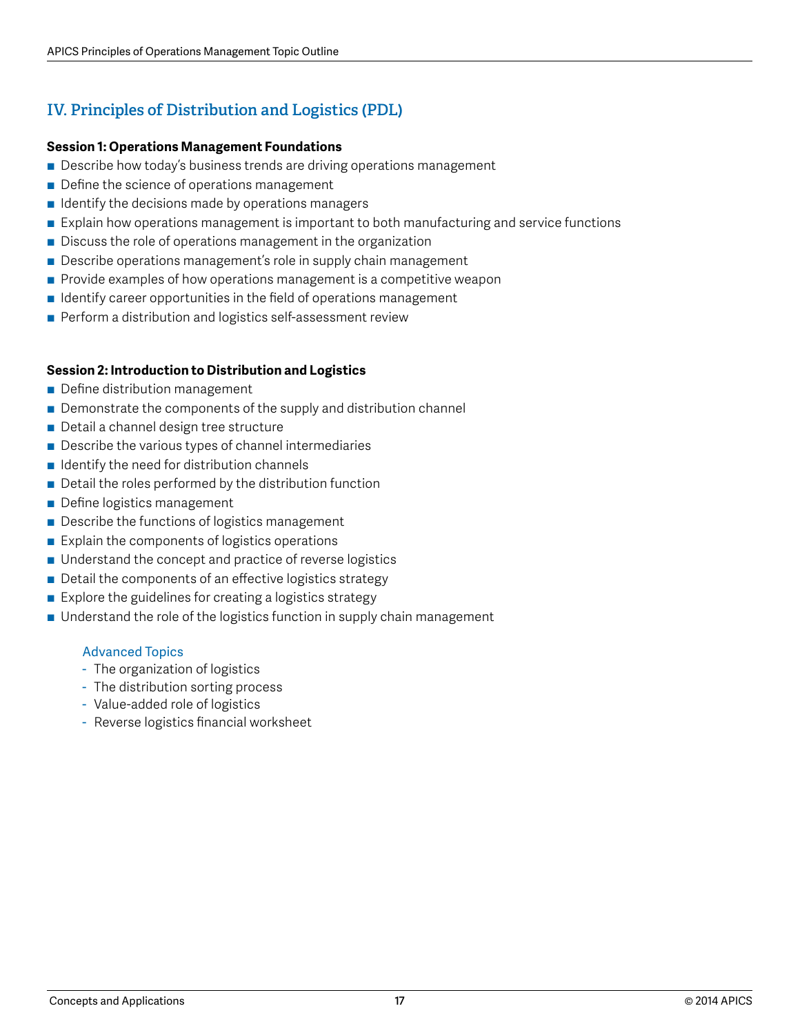## IV. Principles of Distribution and Logistics (PDL)

**Session 1: Operations Management Foundations**

- Describe how today's business trends are driving operations management
- Define the science of operations management
- Identify the decisions made by operations managers
- Explain how operations management is important to both manufacturing and service functions
- Discuss the role of operations management in the organization
- Describe operations management's role in supply chain management
- Provide examples of how operations management is a competitive weapon
- Identify career opportunities in the field of operations management
- Perform a distribution and logistics self-assessment review

**Session 2: Introduction to Distribution and Logistics**

- Define distribution management
- Demonstrate the components of the supply and distribution channel
- Detail a channel design tree structure
- Describe the various types of channel intermediaries
- Identify the need for distribution channels
- Detail the roles performed by the distribution function
- Define logistics management
- Describe the functions of logistics management
- Explain the components of logistics operations
- Understand the concept and practice of reverse logistics
- Detail the components of an effective logistics strategy
- Explore the guidelines for creating a logistics strategy
- Understand the role of the logistics function in supply chain management

    Advanced Topics
    - The organization of logistics
    - The distribution sorting process
    - Value-added role of logistics
    - Reverse logistics financial worksheet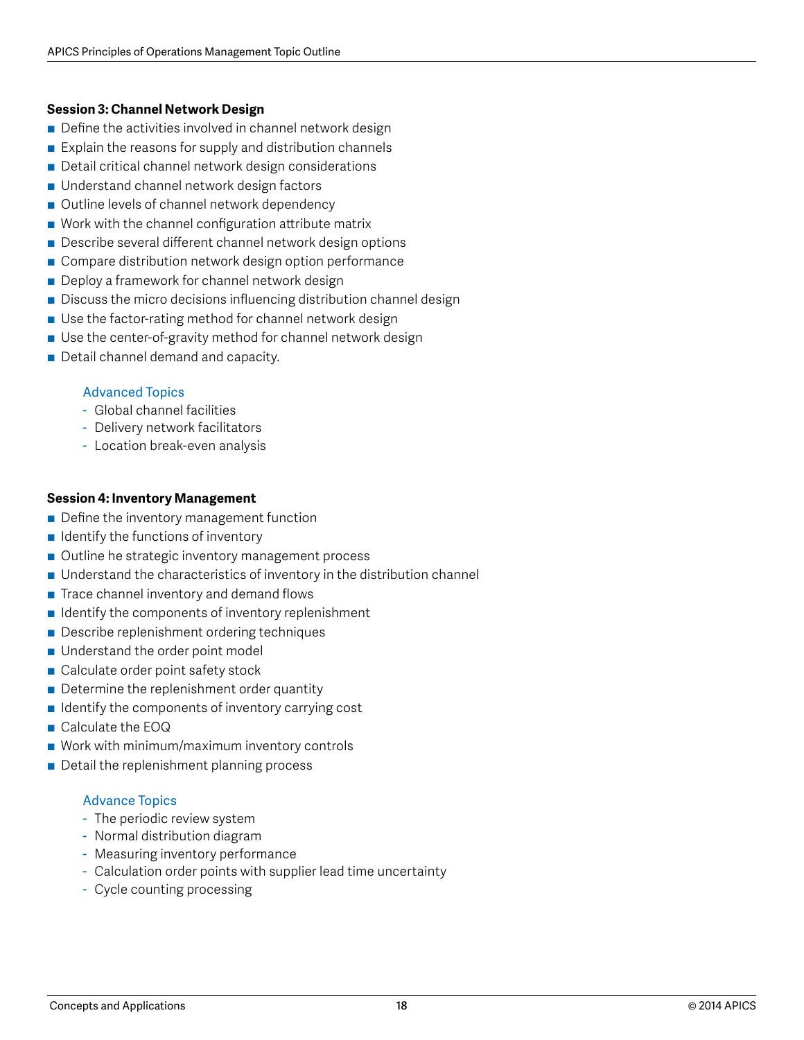**Session 3: Channel Network Design**

- Define the activities involved in channel network design
- Explain the reasons for supply and distribution channels
- Detail critical channel network design considerations
- Understand channel network design factors
- Outline levels of channel network dependency
- Work with the channel configuration attribute matrix
- Describe several different channel network design options
- Compare distribution network design option performance
- Deploy a framework for channel network design
- Discuss the micro decisions influencing distribution channel design
- Use the factor-rating method for channel network design
- Use the center-of-gravity method for channel network design
- Detail channel demand and capacity.

  Advanced Topics
  - Global channel facilities
  - Delivery network facilitators
  - Location break-even analysis

**Session 4: Inventory Management**

- Define the inventory management function
- Identify the functions of inventory
- Outline he strategic inventory management process
- Understand the characteristics of inventory in the distribution channel
- Trace channel inventory and demand flows
- Identify the components of inventory replenishment
- Describe replenishment ordering techniques
- Understand the order point model
- Calculate order point safety stock
- Determine the replenishment order quantity
- Identify the components of inventory carrying cost
- Calculate the EOQ
- Work with minimum/maximum inventory controls
- Detail the replenishment planning process

  Advance Topics
  - The periodic review system
  - Normal distribution diagram
  - Measuring inventory performance
  - Calculation order points with supplier lead time uncertainty
  - Cycle counting processing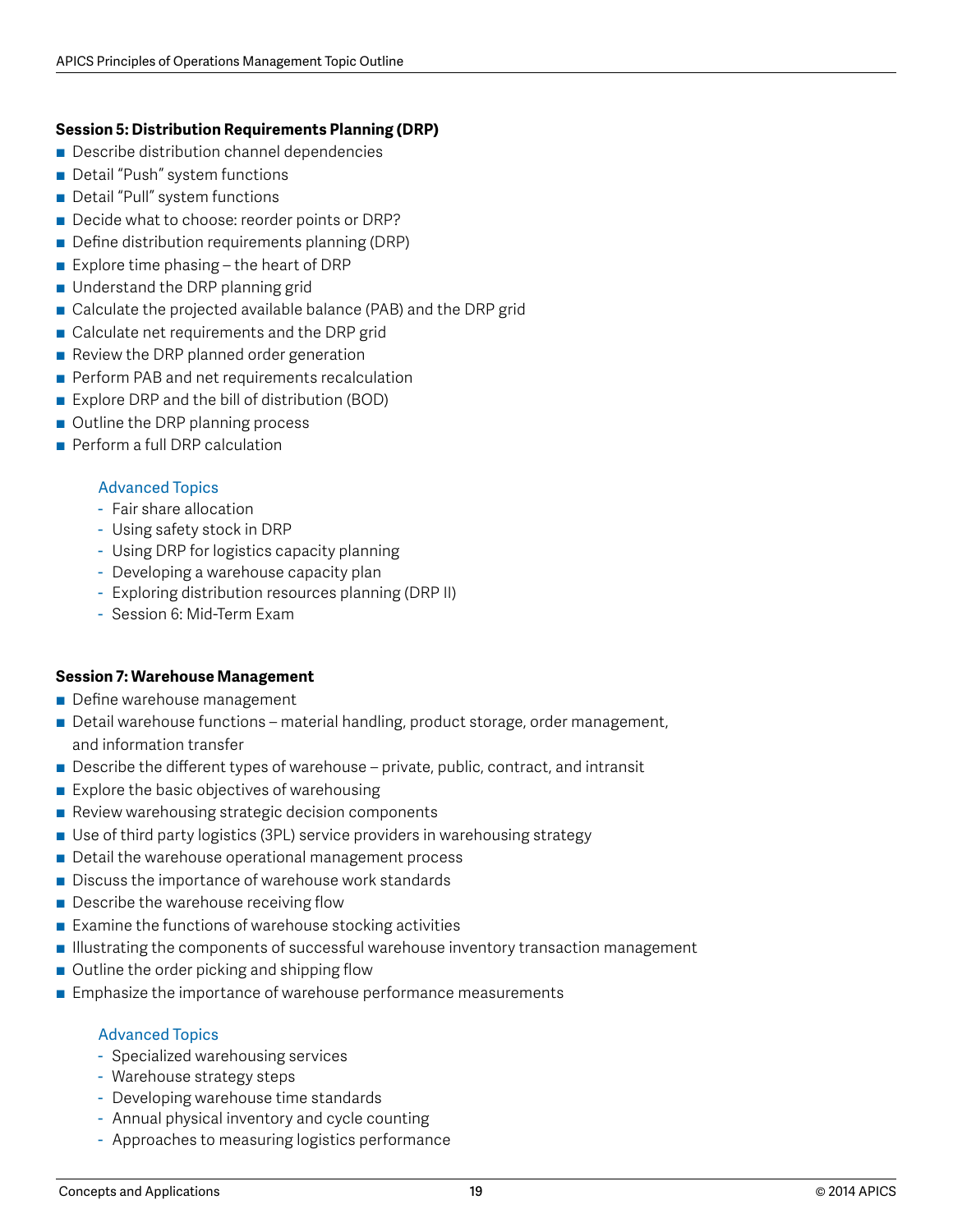**Session 5: Distribution Requirements Planning (DRP)**

- Describe distribution channel dependencies
- Detail "Push" system functions
- Detail "Pull" system functions
- Decide what to choose: reorder points or DRP?
- Define distribution requirements planning (DRP)
- Explore time phasing – the heart of DRP
- Understand the DRP planning grid
- Calculate the projected available balance (PAB) and the DRP grid
- Calculate net requirements and the DRP grid
- Review the DRP planned order generation
- Perform PAB and net requirements recalculation
- Explore DRP and the bill of distribution (BOD)
- Outline the DRP planning process
- Perform a full DRP calculation

  Advanced Topics
  - Fair share allocation
  - Using safety stock in DRP
  - Using DRP for logistics capacity planning
  - Developing a warehouse capacity plan
  - Exploring distribution resources planning (DRP II)
  - Session 6: Mid-Term Exam

**Session 7: Warehouse Management**

- Define warehouse management
- Detail warehouse functions – material handling, product storage, order management, and information transfer
- Describe the different types of warehouse – private, public, contract, and intransit
- Explore the basic objectives of warehousing
- Review warehousing strategic decision components
- Use of third party logistics (3PL) service providers in warehousing strategy
- Detail the warehouse operational management process
- Discuss the importance of warehouse work standards
- Describe the warehouse receiving flow
- Examine the functions of warehouse stocking activities
- Illustrating the components of successful warehouse inventory transaction management
- Outline the order picking and shipping flow
- Emphasize the importance of warehouse performance measurements

  Advanced Topics
  - Specialized warehousing services
  - Warehouse strategy steps
  - Developing warehouse time standards
  - Annual physical inventory and cycle counting
  - Approaches to measuring logistics performance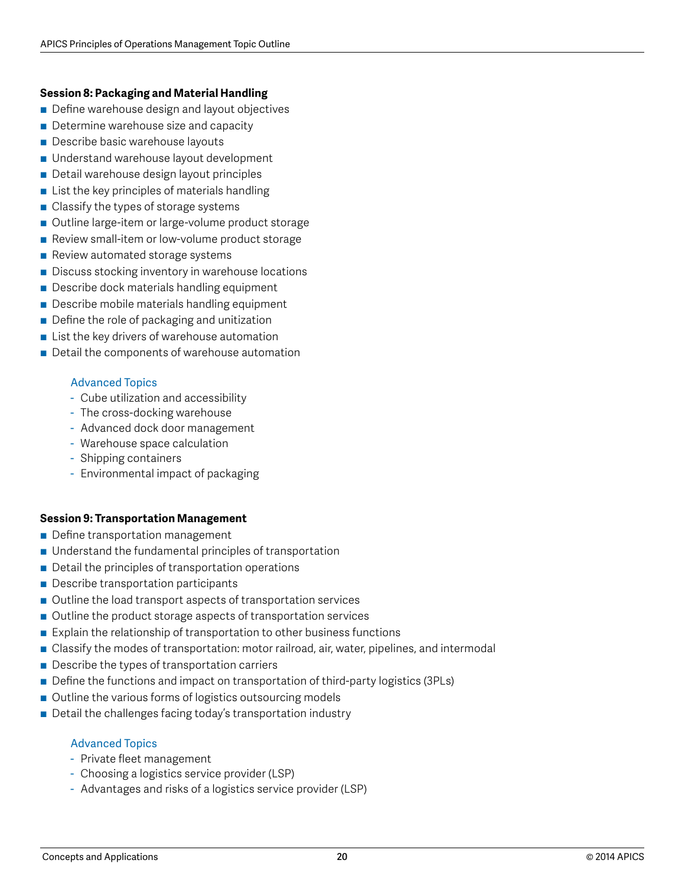### Session 8: Packaging and Material Handling

- Define warehouse design and layout objectives
- Determine warehouse size and capacity
- Describe basic warehouse layouts
- Understand warehouse layout development
- Detail warehouse design layout principles
- List the key principles of materials handling
- Classify the types of storage systems
- Outline large-item or large-volume product storage
- Review small-item or low-volume product storage
- Review automated storage systems
- Discuss stocking inventory in warehouse locations
- Describe dock materials handling equipment
- Describe mobile materials handling equipment
- Define the role of packaging and unitization
- List the key drivers of warehouse automation
- Detail the components of warehouse automation

Advanced Topics

- Cube utilization and accessibility
- The cross-docking warehouse
- Advanced dock door management
- Warehouse space calculation
- Shipping containers
- Environmental impact of packaging

### Session 9: Transportation Management

- Define transportation management
- Understand the fundamental principles of transportation
- Detail the principles of transportation operations
- Describe transportation participants
- Outline the load transport aspects of transportation services
- Outline the product storage aspects of transportation services
- Explain the relationship of transportation to other business functions
- Classify the modes of transportation: motor railroad, air, water, pipelines, and intermodal
- Describe the types of transportation carriers
- Define the functions and impact on transportation of third-party logistics (3PLs)
- Outline the various forms of logistics outsourcing models
- Detail the challenges facing today's transportation industry

Advanced Topics

- Private fleet management
- Choosing a logistics service provider (LSP)
- Advantages and risks of a logistics service provider (LSP)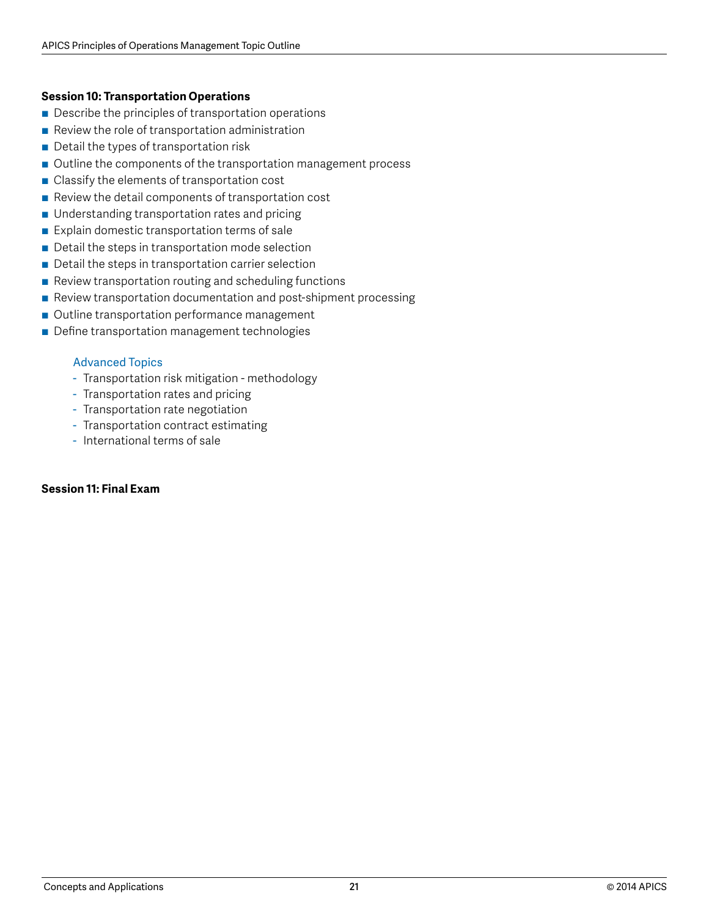**Session 10: Transportation Operations**

- Describe the principles of transportation operations
- Review the role of transportation administration
- Detail the types of transportation risk
- Outline the components of the transportation management process
- Classify the elements of transportation cost
- Review the detail components of transportation cost
- Understanding transportation rates and pricing
- Explain domestic transportation terms of sale
- Detail the steps in transportation mode selection
- Detail the steps in transportation carrier selection
- Review transportation routing and scheduling functions
- Review transportation documentation and post-shipment processing
- Outline transportation performance management
- Define transportation management technologies

  Advanced Topics
  - Transportation risk mitigation - methodology
  - Transportation rates and pricing
  - Transportation rate negotiation
  - Transportation contract estimating
  - International terms of sale

**Session 11: Final Exam**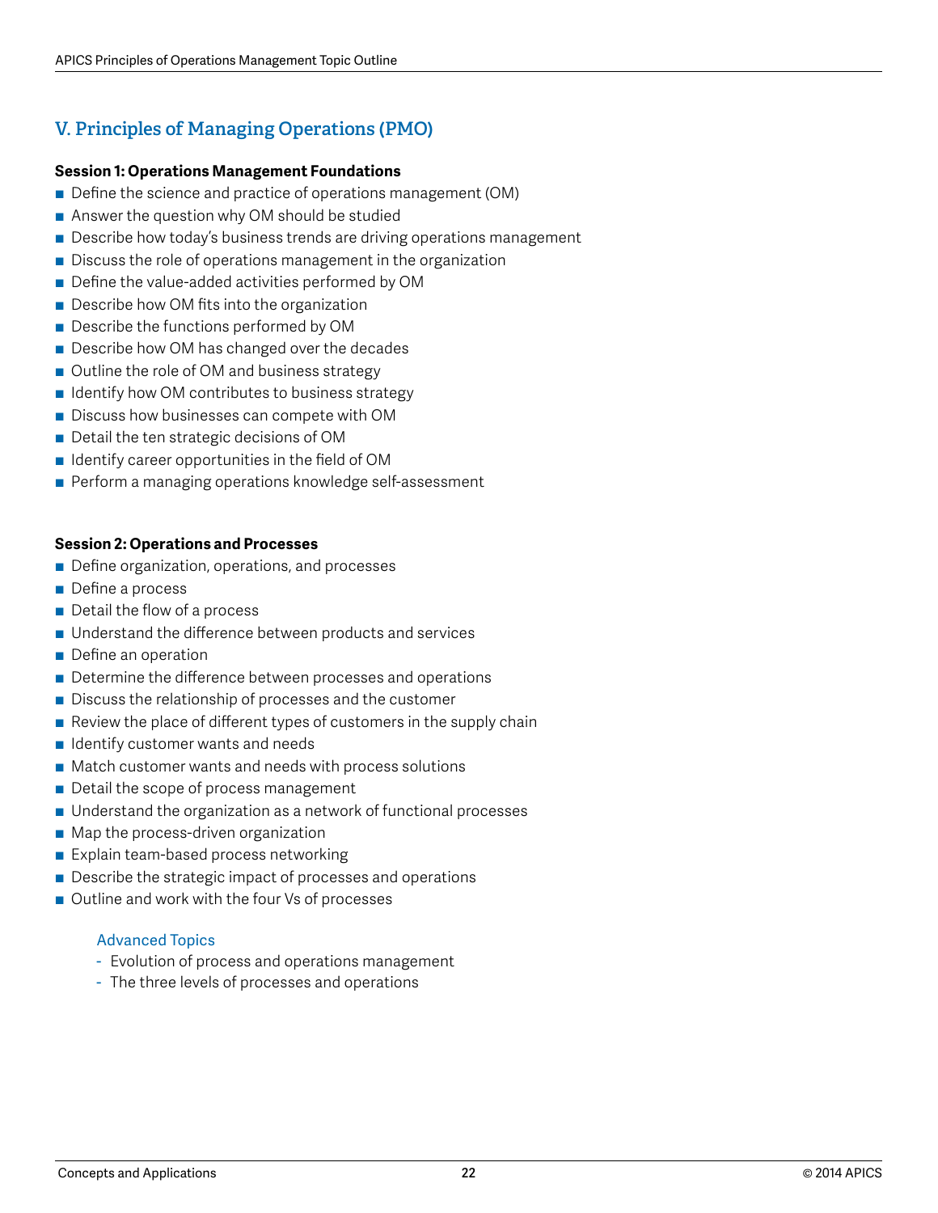## V. Principles of Managing Operations (PMO)

**Session 1: Operations Management Foundations**

- Define the science and practice of operations management (OM)
- Answer the question why OM should be studied
- Describe how today's business trends are driving operations management
- Discuss the role of operations management in the organization
- Define the value-added activities performed by OM
- Describe how OM fits into the organization
- Describe the functions performed by OM
- Describe how OM has changed over the decades
- Outline the role of OM and business strategy
- Identify how OM contributes to business strategy
- Discuss how businesses can compete with OM
- Detail the ten strategic decisions of OM
- Identify career opportunities in the field of OM
- Perform a managing operations knowledge self-assessment

**Session 2: Operations and Processes**

- Define organization, operations, and processes
- Define a process
- Detail the flow of a process
- Understand the difference between products and services
- Define an operation
- Determine the difference between processes and operations
- Discuss the relationship of processes and the customer
- Review the place of different types of customers in the supply chain
- Identify customer wants and needs
- Match customer wants and needs with process solutions
- Detail the scope of process management
- Understand the organization as a network of functional processes
- Map the process-driven organization
- Explain team-based process networking
- Describe the strategic impact of processes and operations
- Outline and work with the four Vs of processes

  Advanced Topics
  - Evolution of process and operations management
  - The three levels of processes and operations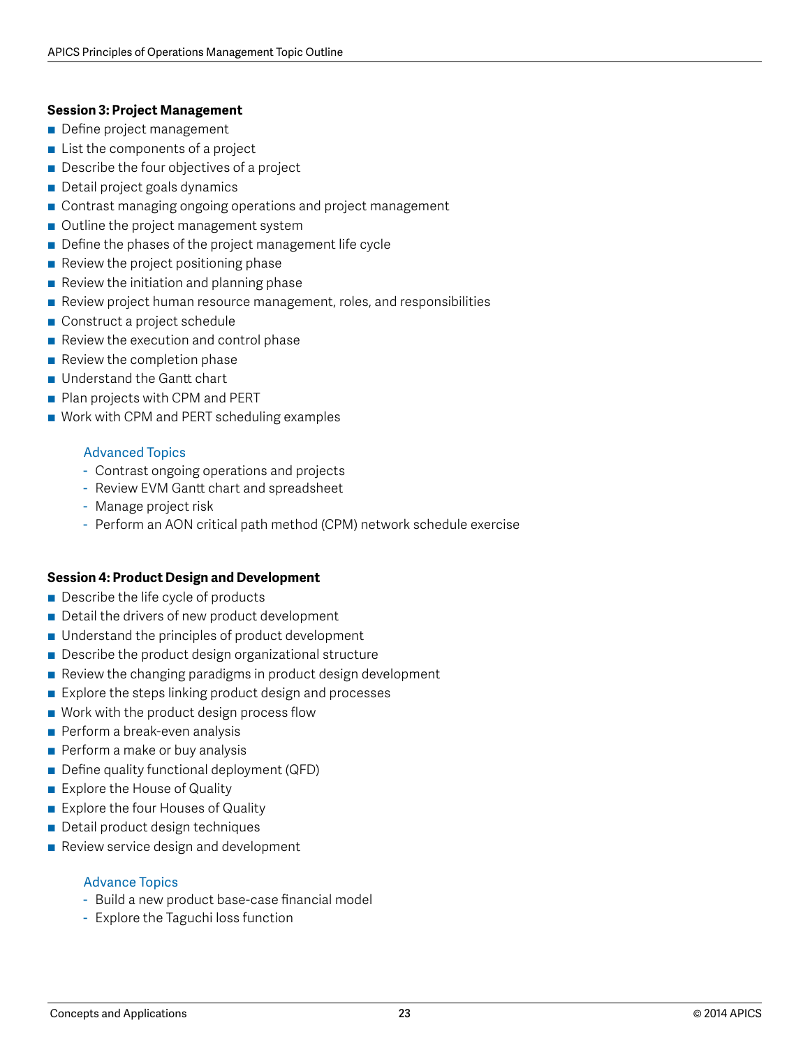**Session 3: Project Management**

- Define project management
- List the components of a project
- Describe the four objectives of a project
- Detail project goals dynamics
- Contrast managing ongoing operations and project management
- Outline the project management system
- Define the phases of the project management life cycle
- Review the project positioning phase
- Review the initiation and planning phase
- Review project human resource management, roles, and responsibilities
- Construct a project schedule
- Review the execution and control phase
- Review the completion phase
- Understand the Gantt chart
- Plan projects with CPM and PERT
- Work with CPM and PERT scheduling examples

Advanced Topics

- Contrast ongoing operations and projects
- Review EVM Gantt chart and spreadsheet
- Manage project risk
- Perform an AON critical path method (CPM) network schedule exercise

**Session 4: Product Design and Development**

- Describe the life cycle of products
- Detail the drivers of new product development
- Understand the principles of product development
- Describe the product design organizational structure
- Review the changing paradigms in product design development
- Explore the steps linking product design and processes
- Work with the product design process flow
- Perform a break-even analysis
- Perform a make or buy analysis
- Define quality functional deployment (QFD)
- Explore the House of Quality
- Explore the four Houses of Quality
- Detail product design techniques
- Review service design and development

Advance Topics

- Build a new product base-case financial model
- Explore the Taguchi loss function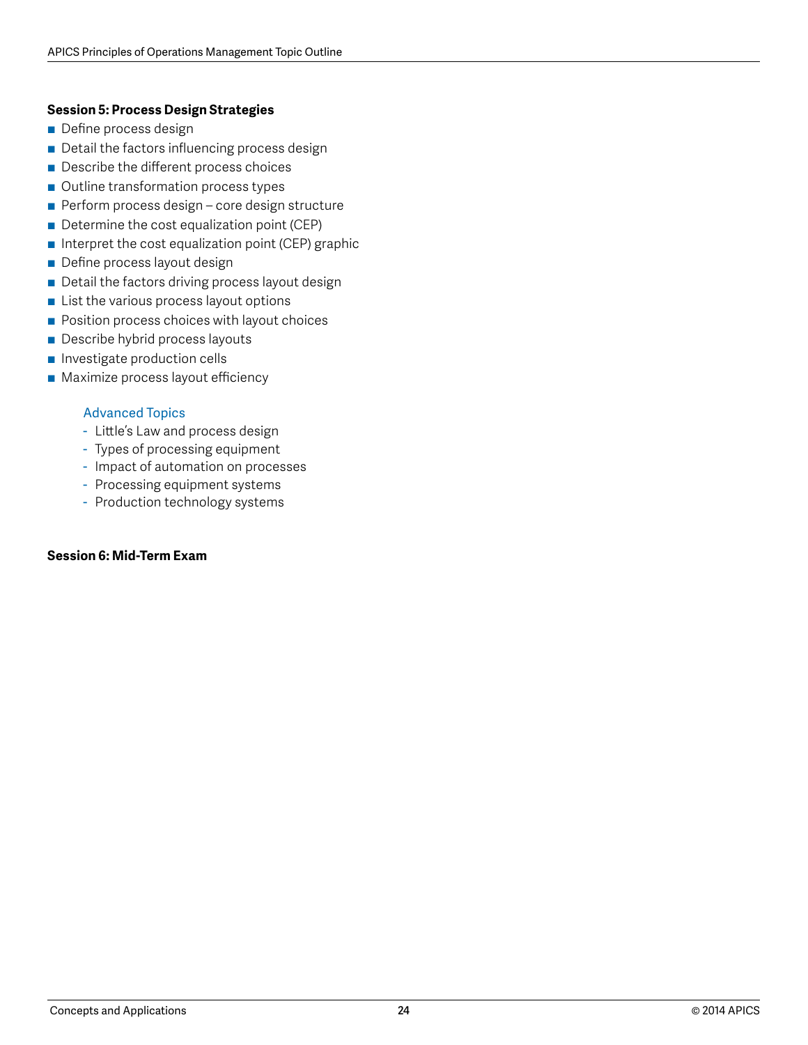**Session 5: Process Design Strategies**

- Define process design
- Detail the factors influencing process design
- Describe the different process choices
- Outline transformation process types
- Perform process design – core design structure
- Determine the cost equalization point (CEP)
- Interpret the cost equalization point (CEP) graphic
- Define process layout design
- Detail the factors driving process layout design
- List the various process layout options
- Position process choices with layout choices
- Describe hybrid process layouts
- Investigate production cells
- Maximize process layout efficiency

    Advanced Topics
    - Little's Law and process design
    - Types of processing equipment
    - Impact of automation on processes
    - Processing equipment systems
    - Production technology systems

**Session 6: Mid-Term Exam**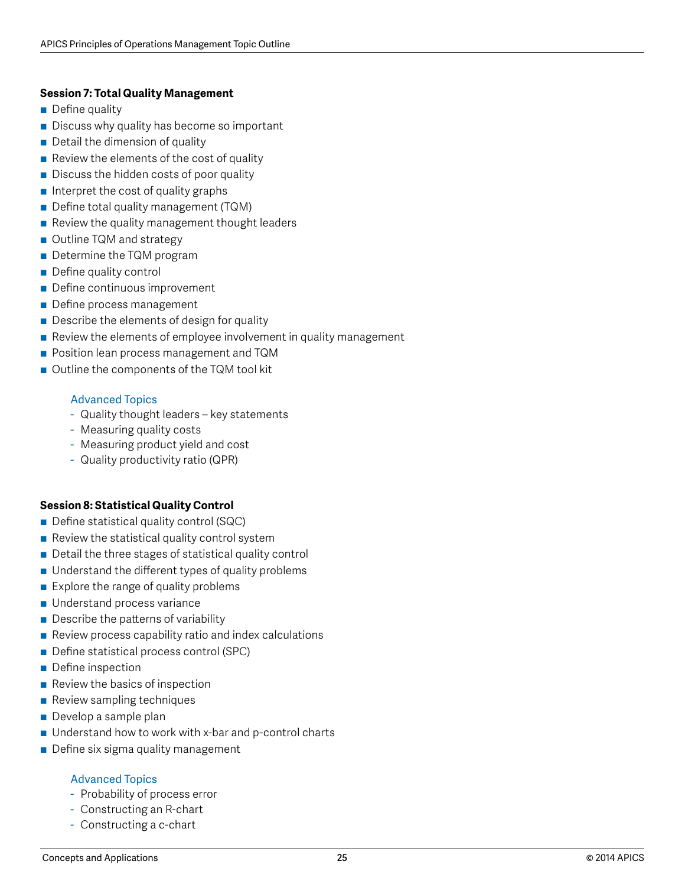### Session 7: Total Quality Management

- Define quality
- Discuss why quality has become so important
- Detail the dimension of quality
- Review the elements of the cost of quality
- Discuss the hidden costs of poor quality
- Interpret the cost of quality graphs
- Define total quality management (TQM)
- Review the quality management thought leaders
- Outline TQM and strategy
- Determine the TQM program
- Define quality control
- Define continuous improvement
- Define process management
- Describe the elements of design for quality
- Review the elements of employee involvement in quality management
- Position lean process management and TQM
- Outline the components of the TQM tool kit

Advanced Topics

- Quality thought leaders – key statements
- Measuring quality costs
- Measuring product yield and cost
- Quality productivity ratio (QPR)

### Session 8: Statistical Quality Control

- Define statistical quality control (SQC)
- Review the statistical quality control system
- Detail the three stages of statistical quality control
- Understand the different types of quality problems
- Explore the range of quality problems
- Understand process variance
- Describe the patterns of variability
- Review process capability ratio and index calculations
- Define statistical process control (SPC)
- Define inspection
- Review the basics of inspection
- Review sampling techniques
- Develop a sample plan
- Understand how to work with x-bar and p-control charts
- Define six sigma quality management

Advanced Topics

- Probability of process error
- Constructing an R-chart
- Constructing a c-chart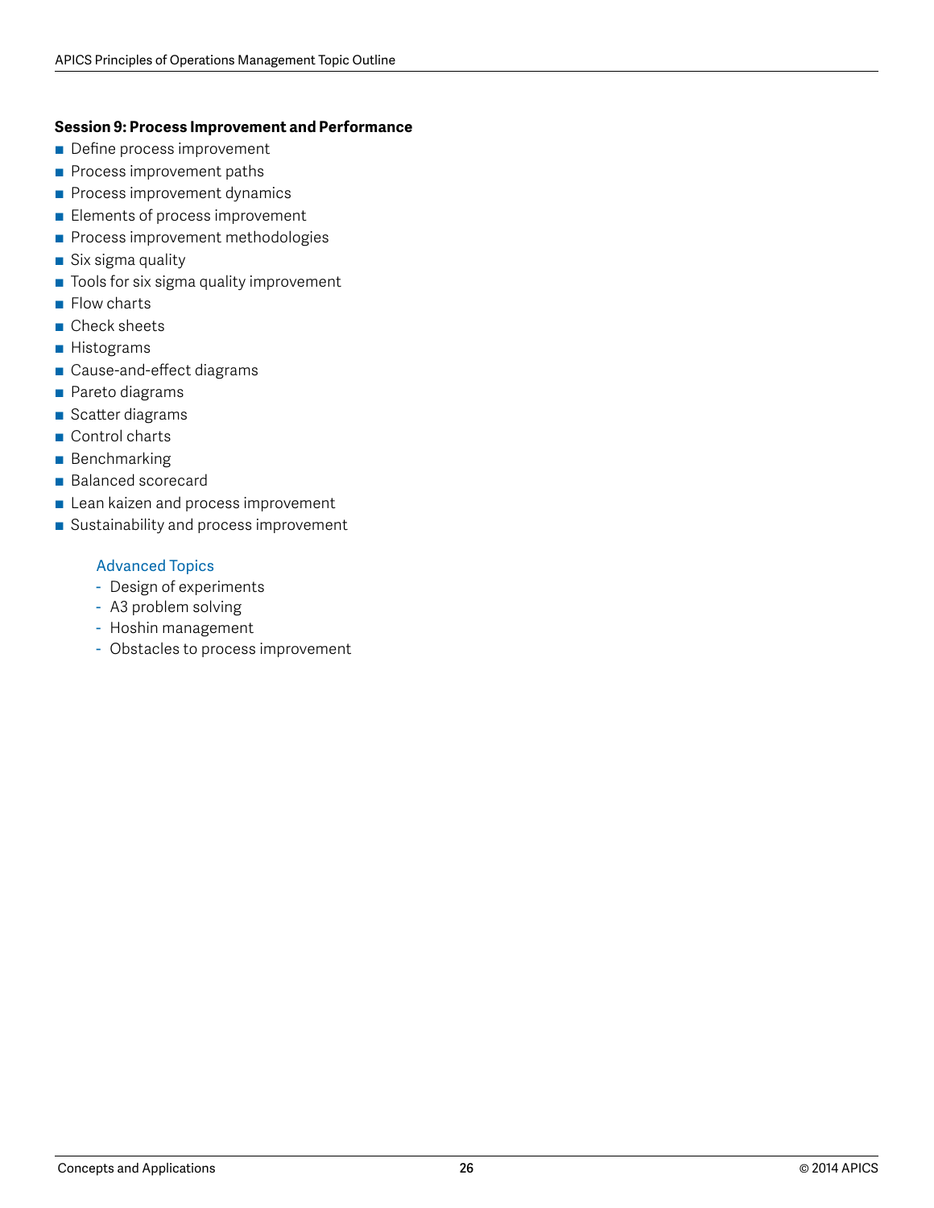**Session 9: Process Improvement and Performance**

- Define process improvement
- Process improvement paths
- Process improvement dynamics
- Elements of process improvement
- Process improvement methodologies
- Six sigma quality
- Tools for six sigma quality improvement
- Flow charts
- Check sheets
- Histograms
- Cause-and-effect diagrams
- Pareto diagrams
- Scatter diagrams
- Control charts
- Benchmarking
- Balanced scorecard
- Lean kaizen and process improvement
- Sustainability and process improvement

Advanced Topics

- Design of experiments
- A3 problem solving
- Hoshin management
- Obstacles to process improvement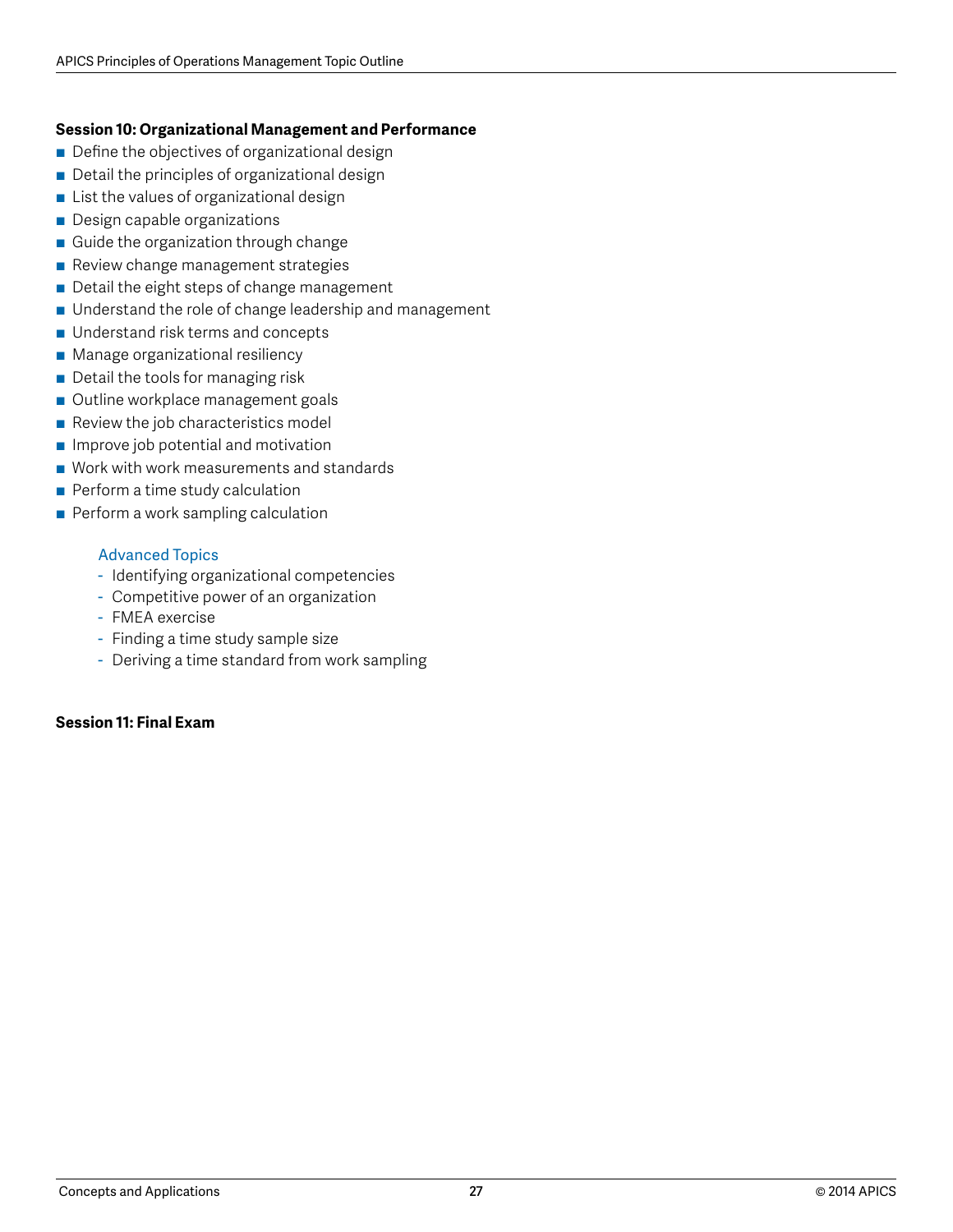**Session 10: Organizational Management and Performance**

- Define the objectives of organizational design
- Detail the principles of organizational design
- List the values of organizational design
- Design capable organizations
- Guide the organization through change
- Review change management strategies
- Detail the eight steps of change management
- Understand the role of change leadership and management
- Understand risk terms and concepts
- Manage organizational resiliency
- Detail the tools for managing risk
- Outline workplace management goals
- Review the job characteristics model
- Improve job potential and motivation
- Work with work measurements and standards
- Perform a time study calculation
- Perform a work sampling calculation

Advanced Topics

- Identifying organizational competencies
- Competitive power of an organization
- FMEA exercise
- Finding a time study sample size
- Deriving a time standard from work sampling

**Session 11: Final Exam**